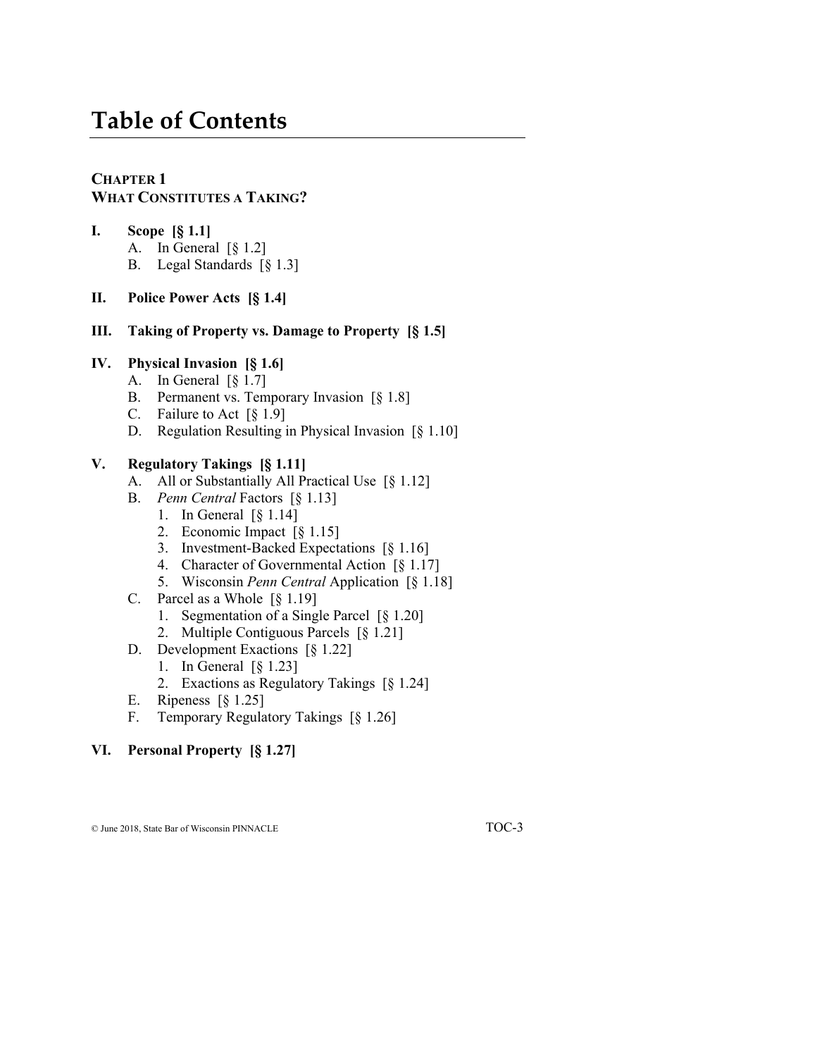# Table of Contents

## CHAPTER 1
## WHAT CONSTITUTES A TAKING?

**I. Scope [§ 1.1]**
- A. In General [§ 1.2]
- B. Legal Standards [§ 1.3]

**II. Police Power Acts [§ 1.4]**

**III. Taking of Property vs. Damage to Property [§ 1.5]**

**IV. Physical Invasion [§ 1.6]**
- A. In General [§ 1.7]
- B. Permanent vs. Temporary Invasion [§ 1.8]
- C. Failure to Act [§ 1.9]
- D. Regulation Resulting in Physical Invasion [§ 1.10]

**V. Regulatory Takings [§ 1.11]**
- A. All or Substantially All Practical Use [§ 1.12]
- B. *Penn Central* Factors [§ 1.13]
  1. In General [§ 1.14]
  2. Economic Impact [§ 1.15]
  3. Investment-Backed Expectations [§ 1.16]
  4. Character of Governmental Action [§ 1.17]
  5. Wisconsin *Penn Central* Application [§ 1.18]
- C. Parcel as a Whole [§ 1.19]
  1. Segmentation of a Single Parcel [§ 1.20]
  2. Multiple Contiguous Parcels [§ 1.21]
- D. Development Exactions [§ 1.22]
  1. In General [§ 1.23]
  2. Exactions as Regulatory Takings [§ 1.24]
- E. Ripeness [§ 1.25]
- F. Temporary Regulatory Takings [§ 1.26]

**VI. Personal Property [§ 1.27]**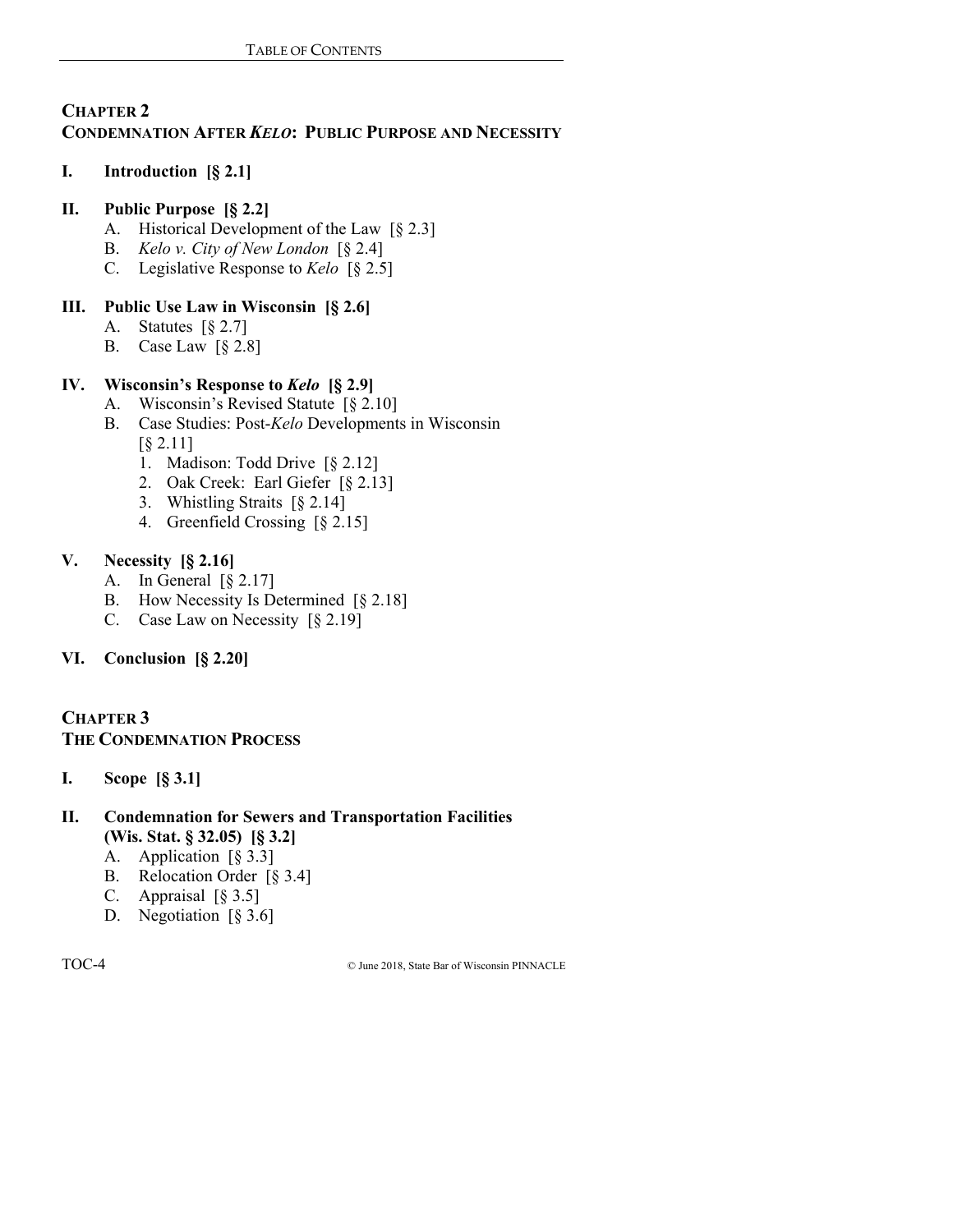## CHAPTER 2
## CONDEMNATION AFTER *KELO*: PUBLIC PURPOSE AND NECESSITY

**I. Introduction [§ 2.1]**

**II. Public Purpose [§ 2.2]**

- A. Historical Development of the Law [§ 2.3]
- B. *Kelo v. City of New London* [§ 2.4]
- C. Legislative Response to *Kelo* [§ 2.5]

**III. Public Use Law in Wisconsin [§ 2.6]**

- A. Statutes [§ 2.7]
- B. Case Law [§ 2.8]

**IV. Wisconsin's Response to *Kelo* [§ 2.9]**

- A. Wisconsin's Revised Statute [§ 2.10]
- B. Case Studies: Post-*Kelo* Developments in Wisconsin [§ 2.11]
  1. Madison: Todd Drive [§ 2.12]
  2. Oak Creek: Earl Giefer [§ 2.13]
  3. Whistling Straits [§ 2.14]
  4. Greenfield Crossing [§ 2.15]

**V. Necessity [§ 2.16]**

- A. In General [§ 2.17]
- B. How Necessity Is Determined [§ 2.18]
- C. Case Law on Necessity [§ 2.19]

**VI. Conclusion [§ 2.20]**

## CHAPTER 3
## THE CONDEMNATION PROCESS

**I. Scope [§ 3.1]**

**II. Condemnation for Sewers and Transportation Facilities (Wis. Stat. § 32.05) [§ 3.2]**

- A. Application [§ 3.3]
- B. Relocation Order [§ 3.4]
- C. Appraisal [§ 3.5]
- D. Negotiation [§ 3.6]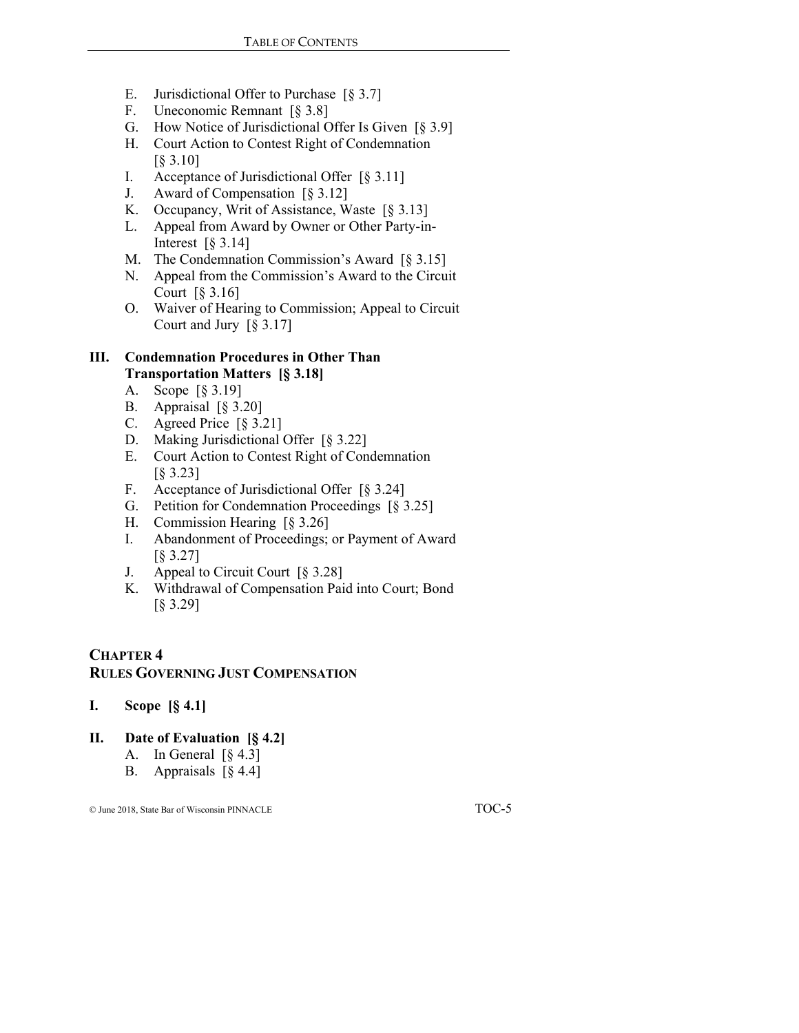E. Jurisdictional Offer to Purchase [§ 3.7]
F. Uneconomic Remnant [§ 3.8]
G. How Notice of Jurisdictional Offer Is Given [§ 3.9]
H. Court Action to Contest Right of Condemnation [§ 3.10]
I. Acceptance of Jurisdictional Offer [§ 3.11]
J. Award of Compensation [§ 3.12]
K. Occupancy, Writ of Assistance, Waste [§ 3.13]
L. Appeal from Award by Owner or Other Party-in-Interest [§ 3.14]
M. The Condemnation Commission's Award [§ 3.15]
N. Appeal from the Commission's Award to the Circuit Court [§ 3.16]
O. Waiver of Hearing to Commission; Appeal to Circuit Court and Jury [§ 3.17]

**III. Condemnation Procedures in Other Than Transportation Matters [§ 3.18]**

A. Scope [§ 3.19]
B. Appraisal [§ 3.20]
C. Agreed Price [§ 3.21]
D. Making Jurisdictional Offer [§ 3.22]
E. Court Action to Contest Right of Condemnation [§ 3.23]
F. Acceptance of Jurisdictional Offer [§ 3.24]
G. Petition for Condemnation Proceedings [§ 3.25]
H. Commission Hearing [§ 3.26]
I. Abandonment of Proceedings; or Payment of Award [§ 3.27]
J. Appeal to Circuit Court [§ 3.28]
K. Withdrawal of Compensation Paid into Court; Bond [§ 3.29]

## CHAPTER 4
## RULES GOVERNING JUST COMPENSATION

**I. Scope [§ 4.1]**

**II. Date of Evaluation [§ 4.2]**

A. In General [§ 4.3]
B. Appraisals [§ 4.4]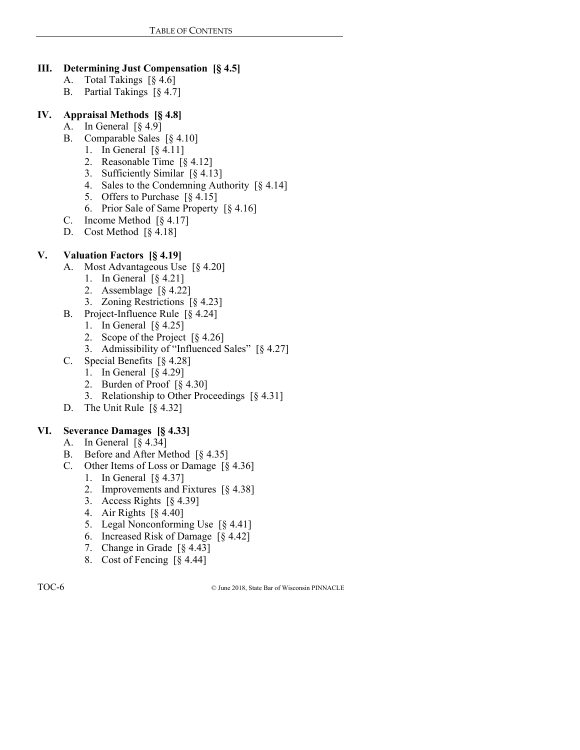**III. Determining Just Compensation [§ 4.5]**

- A. Total Takings [§ 4.6]
- B. Partial Takings [§ 4.7]

**IV. Appraisal Methods [§ 4.8]**

- A. In General [§ 4.9]
- B. Comparable Sales [§ 4.10]
  1. In General [§ 4.11]
  2. Reasonable Time [§ 4.12]
  3. Sufficiently Similar [§ 4.13]
  4. Sales to the Condemning Authority [§ 4.14]
  5. Offers to Purchase [§ 4.15]
  6. Prior Sale of Same Property [§ 4.16]
- C. Income Method [§ 4.17]
- D. Cost Method [§ 4.18]

**V. Valuation Factors [§ 4.19]**

- A. Most Advantageous Use [§ 4.20]
  1. In General [§ 4.21]
  2. Assemblage [§ 4.22]
  3. Zoning Restrictions [§ 4.23]
- B. Project-Influence Rule [§ 4.24]
  1. In General [§ 4.25]
  2. Scope of the Project [§ 4.26]
  3. Admissibility of "Influenced Sales" [§ 4.27]
- C. Special Benefits [§ 4.28]
  1. In General [§ 4.29]
  2. Burden of Proof [§ 4.30]
  3. Relationship to Other Proceedings [§ 4.31]
- D. The Unit Rule [§ 4.32]

**VI. Severance Damages [§ 4.33]**

- A. In General [§ 4.34]
- B. Before and After Method [§ 4.35]
- C. Other Items of Loss or Damage [§ 4.36]
  1. In General [§ 4.37]
  2. Improvements and Fixtures [§ 4.38]
  3. Access Rights [§ 4.39]
  4. Air Rights [§ 4.40]
  5. Legal Nonconforming Use [§ 4.41]
  6. Increased Risk of Damage [§ 4.42]
  7. Change in Grade [§ 4.43]
  8. Cost of Fencing [§ 4.44]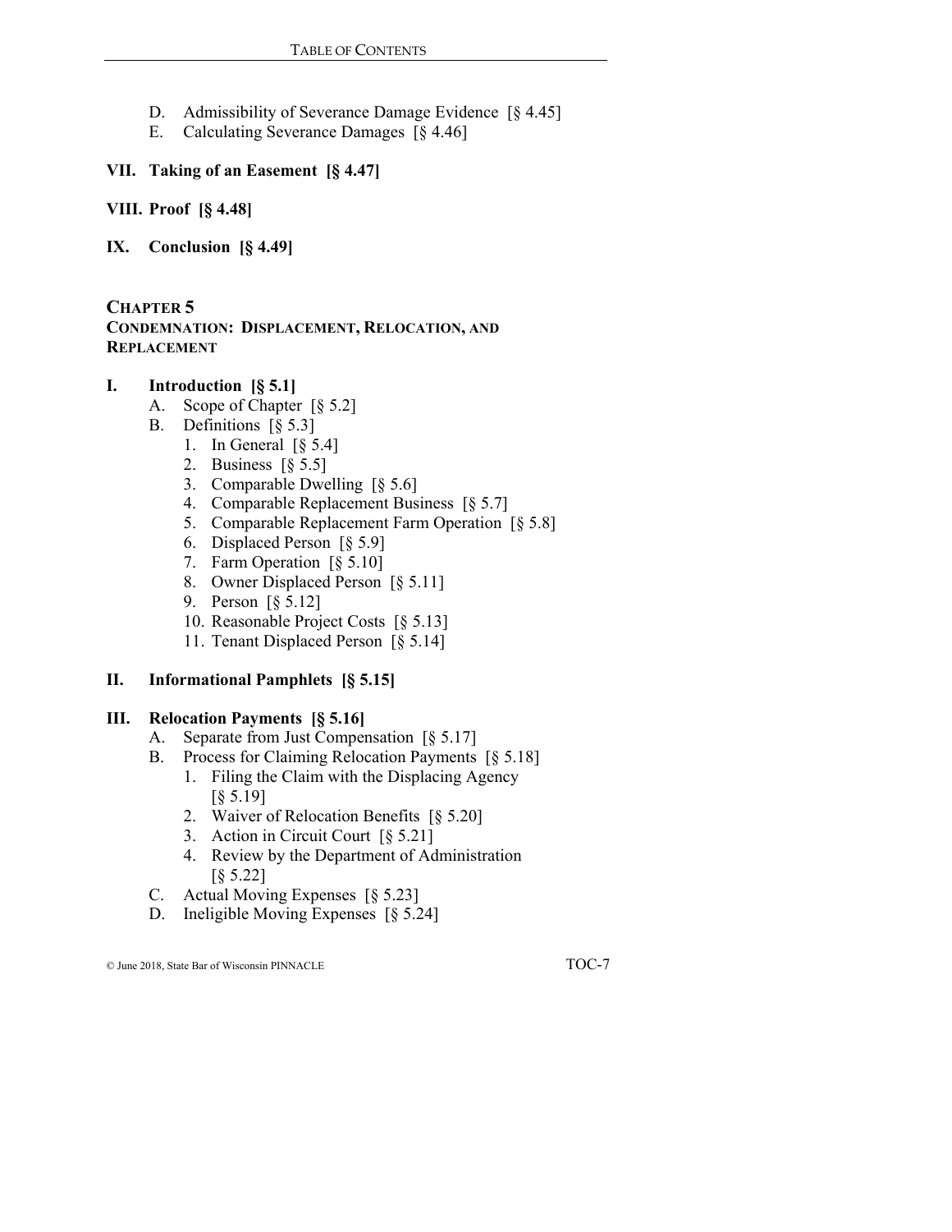- D. Admissibility of Severance Damage Evidence [§ 4.45]
- E. Calculating Severance Damages [§ 4.46]

**VII. Taking of an Easement [§ 4.47]**

**VIII. Proof [§ 4.48]**

**IX. Conclusion [§ 4.49]**

## CHAPTER 5
## CONDEMNATION: DISPLACEMENT, RELOCATION, AND REPLACEMENT

**I. Introduction [§ 5.1]**

- A. Scope of Chapter [§ 5.2]
- B. Definitions [§ 5.3]
  1. In General [§ 5.4]
  2. Business [§ 5.5]
  3. Comparable Dwelling [§ 5.6]
  4. Comparable Replacement Business [§ 5.7]
  5. Comparable Replacement Farm Operation [§ 5.8]
  6. Displaced Person [§ 5.9]
  7. Farm Operation [§ 5.10]
  8. Owner Displaced Person [§ 5.11]
  9. Person [§ 5.12]
  10. Reasonable Project Costs [§ 5.13]
  11. Tenant Displaced Person [§ 5.14]

**II. Informational Pamphlets [§ 5.15]**

**III. Relocation Payments [§ 5.16]**

- A. Separate from Just Compensation [§ 5.17]
- B. Process for Claiming Relocation Payments [§ 5.18]
  1. Filing the Claim with the Displacing Agency [§ 5.19]
  2. Waiver of Relocation Benefits [§ 5.20]
  3. Action in Circuit Court [§ 5.21]
  4. Review by the Department of Administration [§ 5.22]
- C. Actual Moving Expenses [§ 5.23]
- D. Ineligible Moving Expenses [§ 5.24]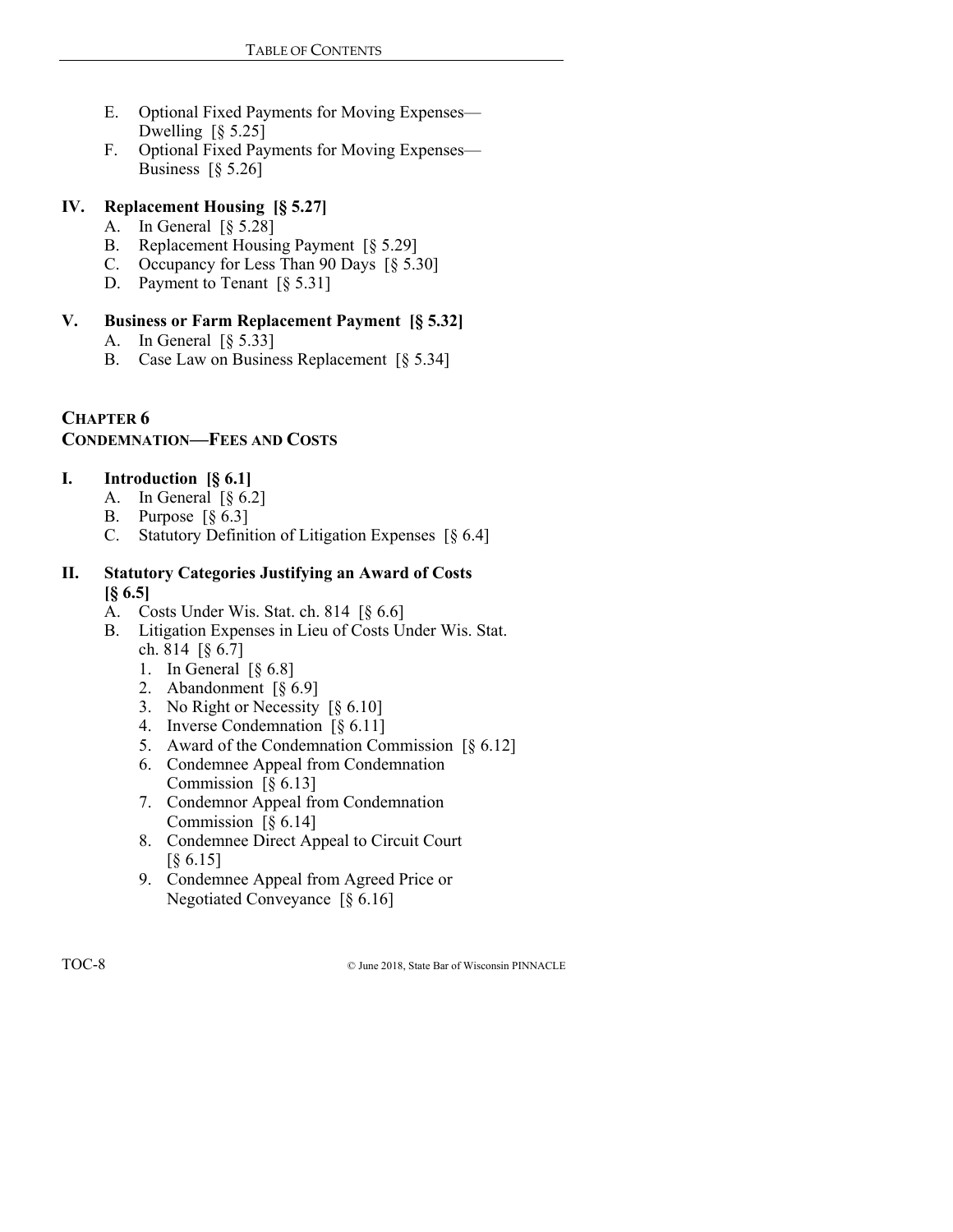E. Optional Fixed Payments for Moving Expenses—Dwelling [§ 5.25]
F. Optional Fixed Payments for Moving Expenses—Business [§ 5.26]

**IV. Replacement Housing [§ 5.27]**

A. In General [§ 5.28]
B. Replacement Housing Payment [§ 5.29]
C. Occupancy for Less Than 90 Days [§ 5.30]
D. Payment to Tenant [§ 5.31]

**V. Business or Farm Replacement Payment [§ 5.32]**

A. In General [§ 5.33]
B. Case Law on Business Replacement [§ 5.34]

## CHAPTER 6
## CONDEMNATION—FEES AND COSTS

**I. Introduction [§ 6.1]**

A. In General [§ 6.2]
B. Purpose [§ 6.3]
C. Statutory Definition of Litigation Expenses [§ 6.4]

**II. Statutory Categories Justifying an Award of Costs [§ 6.5]**

A. Costs Under Wis. Stat. ch. 814 [§ 6.6]
B. Litigation Expenses in Lieu of Costs Under Wis. Stat. ch. 814 [§ 6.7]
   1. In General [§ 6.8]
   2. Abandonment [§ 6.9]
   3. No Right or Necessity [§ 6.10]
   4. Inverse Condemnation [§ 6.11]
   5. Award of the Condemnation Commission [§ 6.12]
   6. Condemnee Appeal from Condemnation Commission [§ 6.13]
   7. Condemnor Appeal from Condemnation Commission [§ 6.14]
   8. Condemnee Direct Appeal to Circuit Court [§ 6.15]
   9. Condemnee Appeal from Agreed Price or Negotiated Conveyance [§ 6.16]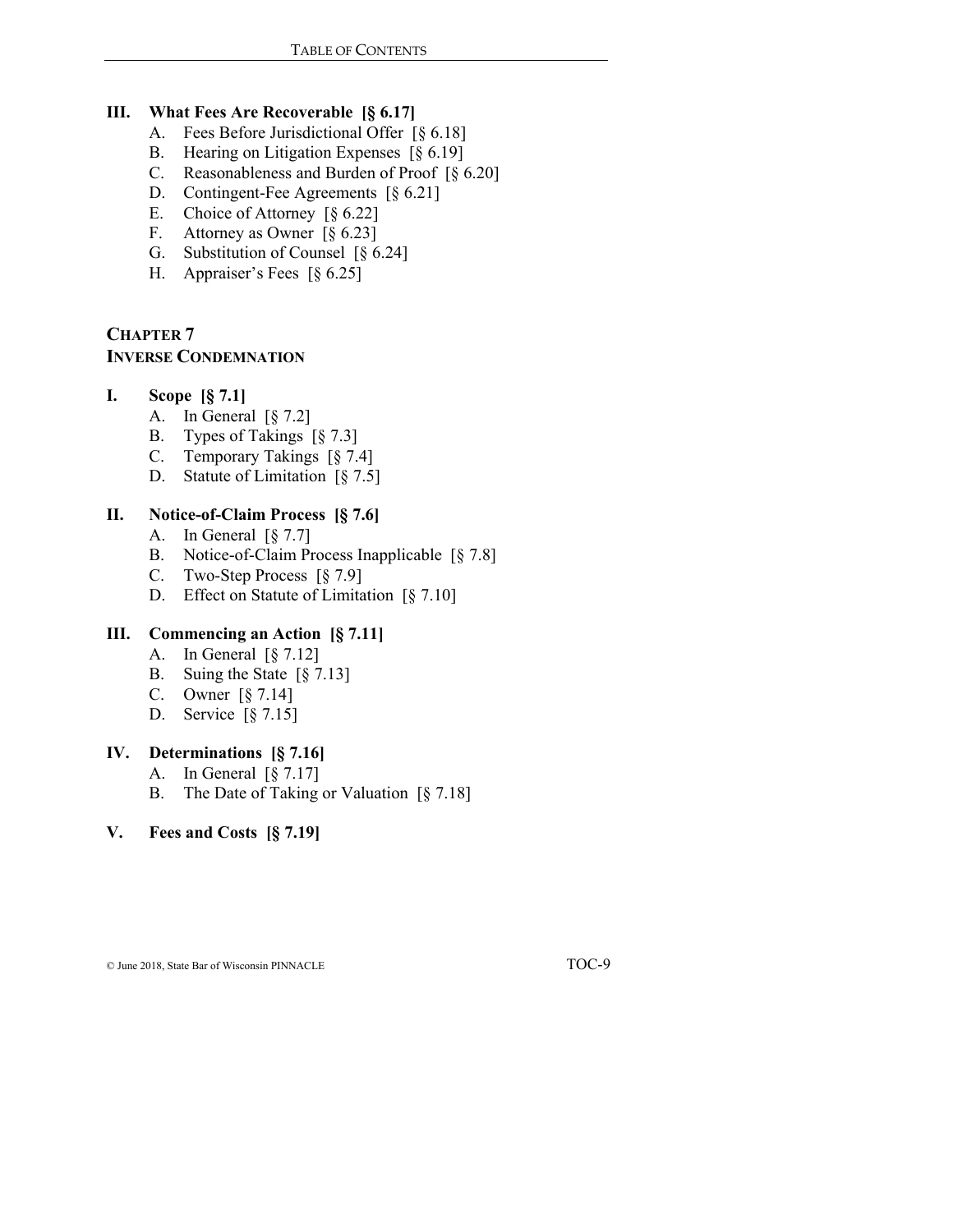## III. What Fees Are Recoverable [§ 6.17]

A. Fees Before Jurisdictional Offer [§ 6.18]
B. Hearing on Litigation Expenses [§ 6.19]
C. Reasonableness and Burden of Proof [§ 6.20]
D. Contingent-Fee Agreements [§ 6.21]
E. Choice of Attorney [§ 6.22]
F. Attorney as Owner [§ 6.23]
G. Substitution of Counsel [§ 6.24]
H. Appraiser's Fees [§ 6.25]

# CHAPTER 7
# INVERSE CONDEMNATION

## I. Scope [§ 7.1]

A. In General [§ 7.2]
B. Types of Takings [§ 7.3]
C. Temporary Takings [§ 7.4]
D. Statute of Limitation [§ 7.5]

## II. Notice-of-Claim Process [§ 7.6]

A. In General [§ 7.7]
B. Notice-of-Claim Process Inapplicable [§ 7.8]
C. Two-Step Process [§ 7.9]
D. Effect on Statute of Limitation [§ 7.10]

## III. Commencing an Action [§ 7.11]

A. In General [§ 7.12]
B. Suing the State [§ 7.13]
C. Owner [§ 7.14]
D. Service [§ 7.15]

## IV. Determinations [§ 7.16]

A. In General [§ 7.17]
B. The Date of Taking or Valuation [§ 7.18]

## V. Fees and Costs [§ 7.19]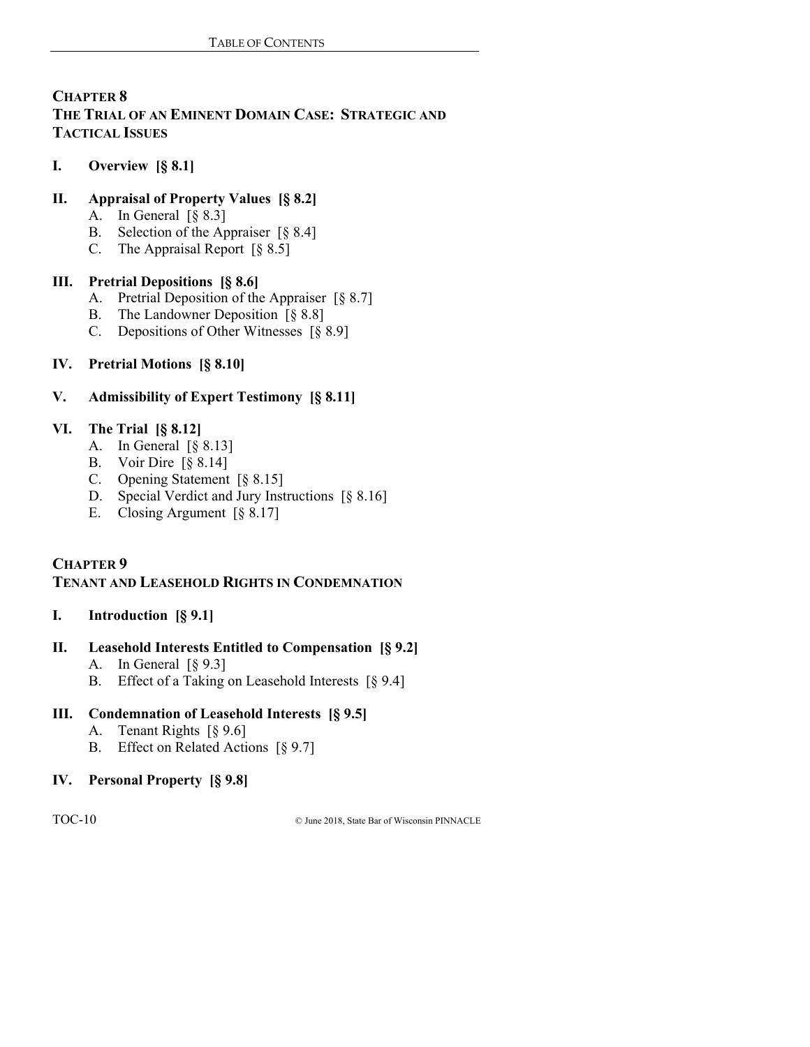## CHAPTER 8
## THE TRIAL OF AN EMINENT DOMAIN CASE: STRATEGIC AND TACTICAL ISSUES

**I. Overview [§ 8.1]**

**II. Appraisal of Property Values [§ 8.2]**
- A. In General [§ 8.3]
- B. Selection of the Appraiser [§ 8.4]
- C. The Appraisal Report [§ 8.5]

**III. Pretrial Depositions [§ 8.6]**
- A. Pretrial Deposition of the Appraiser [§ 8.7]
- B. The Landowner Deposition [§ 8.8]
- C. Depositions of Other Witnesses [§ 8.9]

**IV. Pretrial Motions [§ 8.10]**

**V. Admissibility of Expert Testimony [§ 8.11]**

**VI. The Trial [§ 8.12]**
- A. In General [§ 8.13]
- B. Voir Dire [§ 8.14]
- C. Opening Statement [§ 8.15]
- D. Special Verdict and Jury Instructions [§ 8.16]
- E. Closing Argument [§ 8.17]

## CHAPTER 9
## TENANT AND LEASEHOLD RIGHTS IN CONDEMNATION

**I. Introduction [§ 9.1]**

**II. Leasehold Interests Entitled to Compensation [§ 9.2]**
- A. In General [§ 9.3]
- B. Effect of a Taking on Leasehold Interests [§ 9.4]

**III. Condemnation of Leasehold Interests [§ 9.5]**
- A. Tenant Rights [§ 9.6]
- B. Effect on Related Actions [§ 9.7]

**IV. Personal Property [§ 9.8]**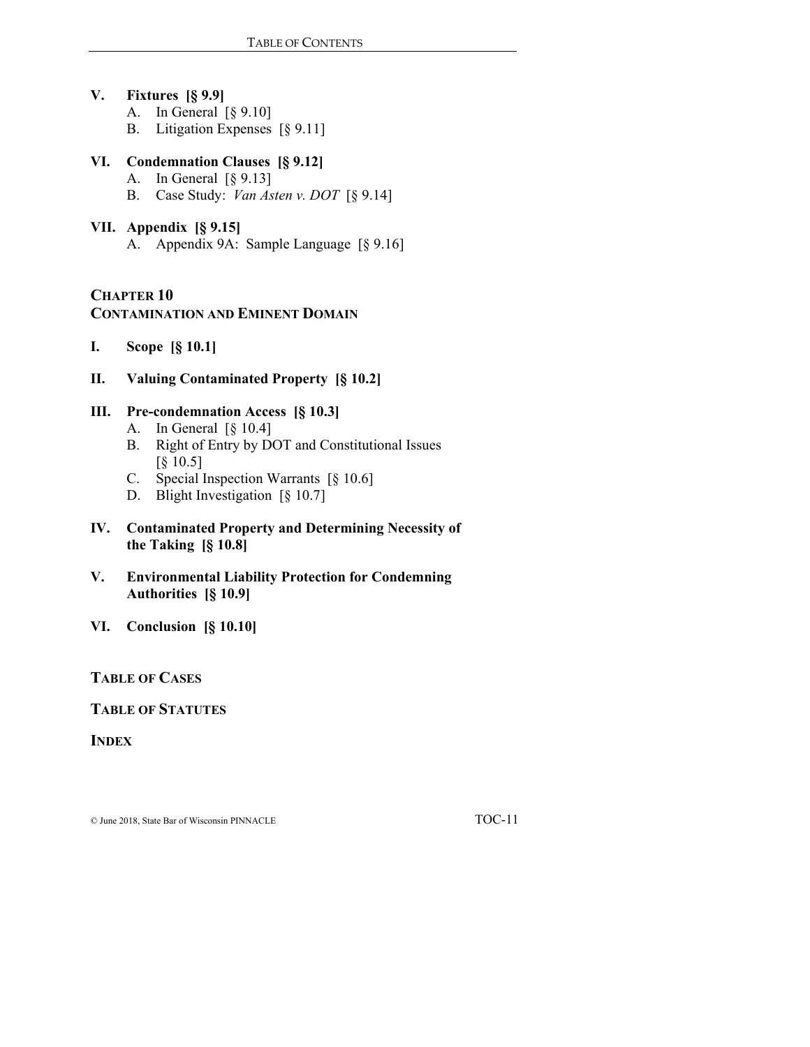**V. Fixtures [§ 9.9]**

- A. In General [§ 9.10]
- B. Litigation Expenses [§ 9.11]

**VI. Condemnation Clauses [§ 9.12]**

- A. In General [§ 9.13]
- B. Case Study: *Van Asten v. DOT* [§ 9.14]

**VII. Appendix [§ 9.15]**

- A. Appendix 9A: Sample Language [§ 9.16]

## CHAPTER 10
## CONTAMINATION AND EMINENT DOMAIN

**I. Scope [§ 10.1]**

**II. Valuing Contaminated Property [§ 10.2]**

**III. Pre-condemnation Access [§ 10.3]**

- A. In General [§ 10.4]
- B. Right of Entry by DOT and Constitutional Issues [§ 10.5]
- C. Special Inspection Warrants [§ 10.6]
- D. Blight Investigation [§ 10.7]

**IV. Contaminated Property and Determining Necessity of the Taking [§ 10.8]**

**V. Environmental Liability Protection for Condemning Authorities [§ 10.9]**

**VI. Conclusion [§ 10.10]**

## TABLE OF CASES

## TABLE OF STATUTES

## INDEX